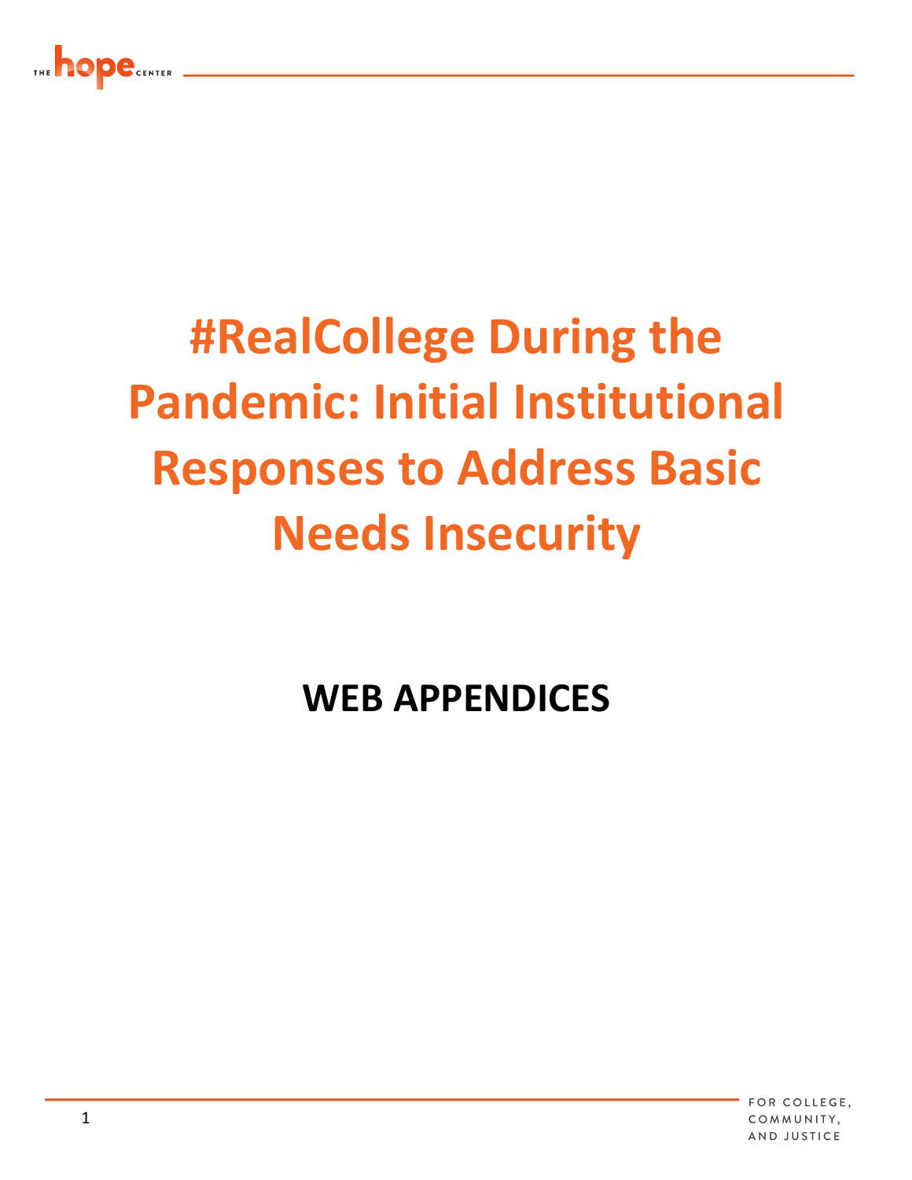# #RealCollege During the Pandemic: Initial Institutional Responses to Address Basic Needs Insecurity

## WEB APPENDICES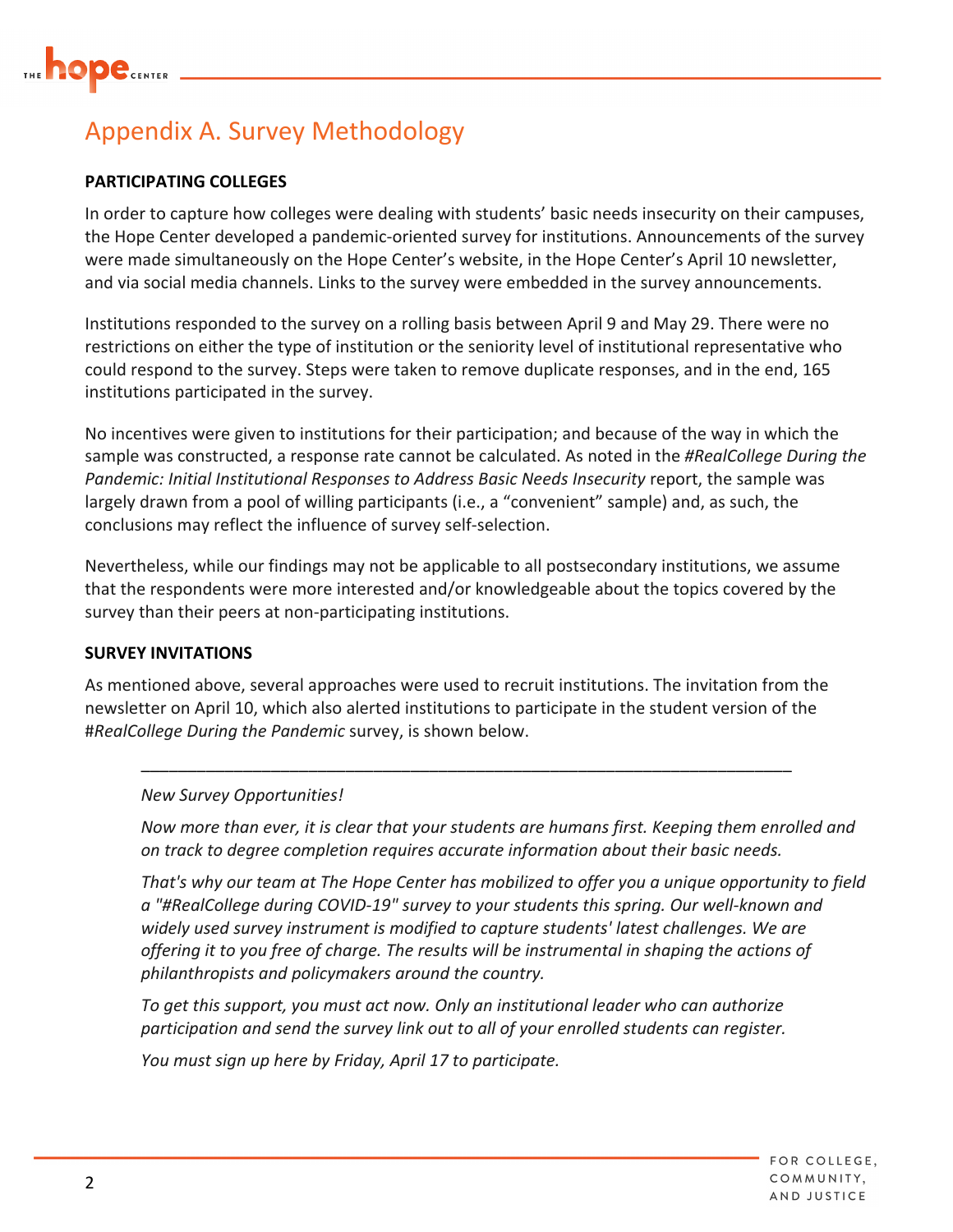# Appendix A. Survey Methodology

**PARTICIPATING COLLEGES**

In order to capture how colleges were dealing with students' basic needs insecurity on their campuses, the Hope Center developed a pandemic-oriented survey for institutions. Announcements of the survey were made simultaneously on the Hope Center's website, in the Hope Center's April 10 newsletter, and via social media channels. Links to the survey were embedded in the survey announcements.

Institutions responded to the survey on a rolling basis between April 9 and May 29. There were no restrictions on either the type of institution or the seniority level of institutional representative who could respond to the survey. Steps were taken to remove duplicate responses, and in the end, 165 institutions participated in the survey.

No incentives were given to institutions for their participation; and because of the way in which the sample was constructed, a response rate cannot be calculated. As noted in the *#RealCollege During the Pandemic: Initial Institutional Responses to Address Basic Needs Insecurity* report, the sample was largely drawn from a pool of willing participants (i.e., a "convenient" sample) and, as such, the conclusions may reflect the influence of survey self-selection.

Nevertheless, while our findings may not be applicable to all postsecondary institutions, we assume that the respondents were more interested and/or knowledgeable about the topics covered by the survey than their peers at non-participating institutions.

**SURVEY INVITATIONS**

As mentioned above, several approaches were used to recruit institutions. The invitation from the newsletter on April 10, which also alerted institutions to participate in the student version of the *#RealCollege During the Pandemic* survey, is shown below.

---

*New Survey Opportunities!*

*Now more than ever, it is clear that your students are humans first. Keeping them enrolled and on track to degree completion requires accurate information about their basic needs.*

*That's why our team at The Hope Center has mobilized to offer you a unique opportunity to field a "#RealCollege during COVID-19" survey to your students this spring. Our well-known and widely used survey instrument is modified to capture students' latest challenges. We are offering it to you free of charge. The results will be instrumental in shaping the actions of philanthropists and policymakers around the country.*

*To get this support, you must act now. Only an institutional leader who can authorize participation and send the survey link out to all of your enrolled students can register.*

*You must sign up here by Friday, April 17 to participate.*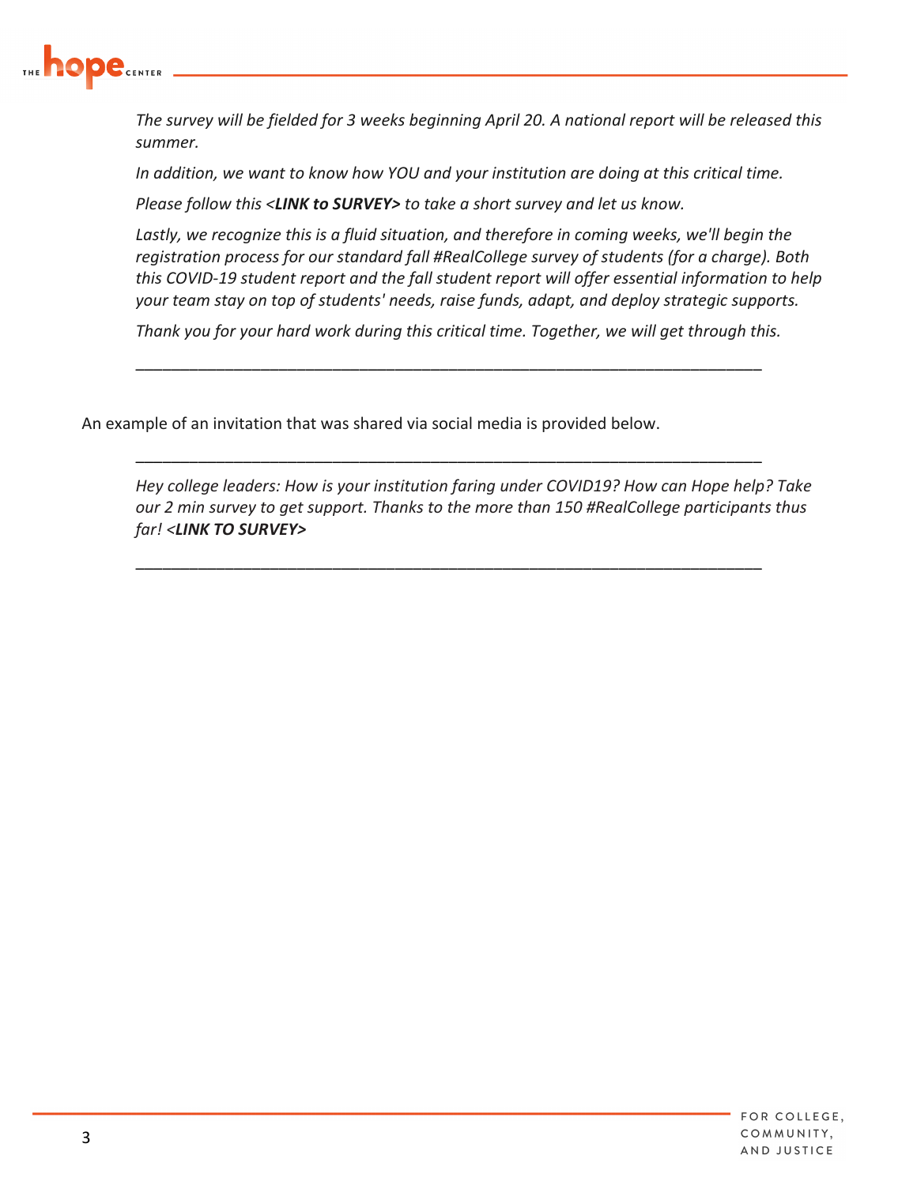*The survey will be fielded for 3 weeks beginning April 20. A national report will be released this summer.*

*In addition, we want to know how YOU and your institution are doing at this critical time.*

*Please follow this <**LINK to SURVEY**> to take a short survey and let us know.*

*Lastly, we recognize this is a fluid situation, and therefore in coming weeks, we'll begin the registration process for our standard fall #RealCollege survey of students (for a charge). Both this COVID-19 student report and the fall student report will offer essential information to help your team stay on top of students' needs, raise funds, adapt, and deploy strategic supports.*

*Thank you for your hard work during this critical time. Together, we will get through this.*

---

An example of an invitation that was shared via social media is provided below.

---

*Hey college leaders: How is your institution faring under COVID19? How can Hope help? Take our 2 min survey to get support. Thanks to the more than 150 #RealCollege participants thus far! <**LINK TO SURVEY**>*

---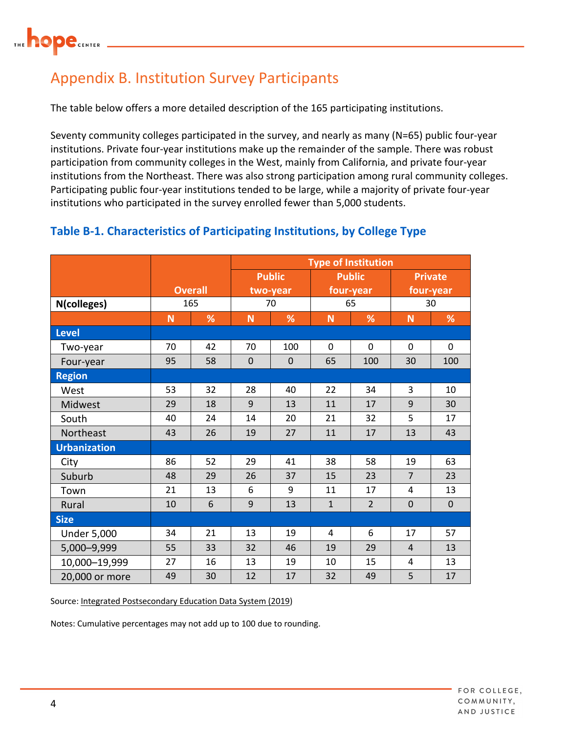# Appendix B. Institution Survey Participants

The table below offers a more detailed description of the 165 participating institutions.

Seventy community colleges participated in the survey, and nearly as many (N=65) public four-year institutions. Private four-year institutions make up the remainder of the sample. There was robust participation from community colleges in the West, mainly from California, and private four-year institutions from the Northeast. There was also strong participation among rural community colleges. Participating public four-year institutions tended to be large, while a majority of private four-year institutions who participated in the survey enrolled fewer than 5,000 students.

### Table B-1. Characteristics of Participating Institutions, by College Type

| | Overall | | Type of Institution | | | | | |
|---|---|---|---|---|---|---|---|---|
| | | | Public two-year | | Public four-year | | Private four-year | |
| **N(colleges)** | 165 | | 70 | | 65 | | 30 | |
| | N | % | N | % | N | % | N | % |
| **Level** | | | | | | | | |
| Two-year | 70 | 42 | 70 | 100 | 0 | 0 | 0 | 0 |
| Four-year | 95 | 58 | 0 | 0 | 65 | 100 | 30 | 100 |
| **Region** | | | | | | | | |
| West | 53 | 32 | 28 | 40 | 22 | 34 | 3 | 10 |
| Midwest | 29 | 18 | 9 | 13 | 11 | 17 | 9 | 30 |
| South | 40 | 24 | 14 | 20 | 21 | 32 | 5 | 17 |
| Northeast | 43 | 26 | 19 | 27 | 11 | 17 | 13 | 43 |
| **Urbanization** | | | | | | | | |
| City | 86 | 52 | 29 | 41 | 38 | 58 | 19 | 63 |
| Suburb | 48 | 29 | 26 | 37 | 15 | 23 | 7 | 23 |
| Town | 21 | 13 | 6 | 9 | 11 | 17 | 4 | 13 |
| Rural | 10 | 6 | 9 | 13 | 1 | 2 | 0 | 0 |
| **Size** | | | | | | | | |
| Under 5,000 | 34 | 21 | 13 | 19 | 4 | 6 | 17 | 57 |
| 5,000–9,999 | 55 | 33 | 32 | 46 | 19 | 29 | 4 | 13 |
| 10,000–19,999 | 27 | 16 | 13 | 19 | 10 | 15 | 4 | 13 |
| 20,000 or more | 49 | 30 | 12 | 17 | 32 | 49 | 5 | 17 |

Source: Integrated Postsecondary Education Data System (2019)

Notes: Cumulative percentages may not add up to 100 due to rounding.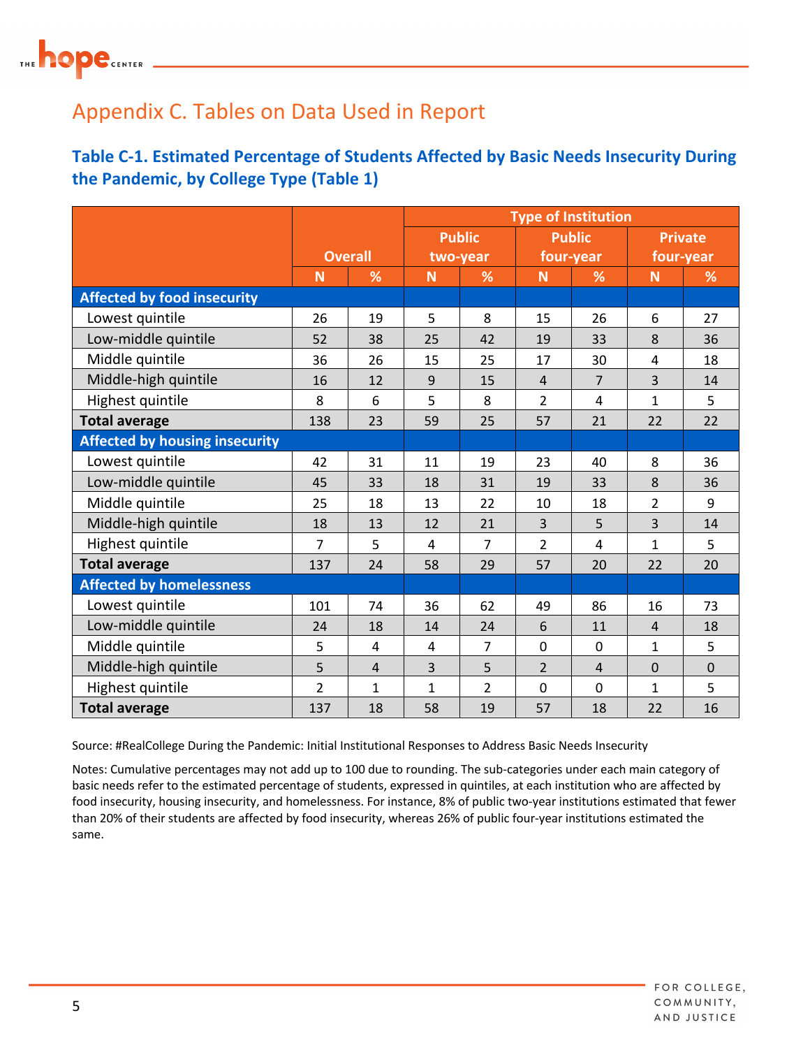# Appendix C. Tables on Data Used in Report

### Table C-1. Estimated Percentage of Students Affected by Basic Needs Insecurity During the Pandemic, by College Type (Table 1)

| | Overall | | Type of Institution | | | | | |
|---|---|---|---|---|---|---|---|---|
| | | | Public two-year | | Public four-year | | Private four-year | |
| | N | % | N | % | N | % | N | % |
| **Affected by food insecurity** | | | | | | | | |
| Lowest quintile | 26 | 19 | 5 | 8 | 15 | 26 | 6 | 27 |
| Low-middle quintile | 52 | 38 | 25 | 42 | 19 | 33 | 8 | 36 |
| Middle quintile | 36 | 26 | 15 | 25 | 17 | 30 | 4 | 18 |
| Middle-high quintile | 16 | 12 | 9 | 15 | 4 | 7 | 3 | 14 |
| Highest quintile | 8 | 6 | 5 | 8 | 2 | 4 | 1 | 5 |
| **Total average** | 138 | 23 | 59 | 25 | 57 | 21 | 22 | 22 |
| **Affected by housing insecurity** | | | | | | | | |
| Lowest quintile | 42 | 31 | 11 | 19 | 23 | 40 | 8 | 36 |
| Low-middle quintile | 45 | 33 | 18 | 31 | 19 | 33 | 8 | 36 |
| Middle quintile | 25 | 18 | 13 | 22 | 10 | 18 | 2 | 9 |
| Middle-high quintile | 18 | 13 | 12 | 21 | 3 | 5 | 3 | 14 |
| Highest quintile | 7 | 5 | 4 | 7 | 2 | 4 | 1 | 5 |
| **Total average** | 137 | 24 | 58 | 29 | 57 | 20 | 22 | 20 |
| **Affected by homelessness** | | | | | | | | |
| Lowest quintile | 101 | 74 | 36 | 62 | 49 | 86 | 16 | 73 |
| Low-middle quintile | 24 | 18 | 14 | 24 | 6 | 11 | 4 | 18 |
| Middle quintile | 5 | 4 | 4 | 7 | 0 | 0 | 1 | 5 |
| Middle-high quintile | 5 | 4 | 3 | 5 | 2 | 4 | 0 | 0 |
| Highest quintile | 2 | 1 | 1 | 2 | 0 | 0 | 1 | 5 |
| **Total average** | 137 | 18 | 58 | 19 | 57 | 18 | 22 | 16 |

Source: #RealCollege During the Pandemic: Initial Institutional Responses to Address Basic Needs Insecurity

Notes: Cumulative percentages may not add up to 100 due to rounding. The sub-categories under each main category of basic needs refer to the estimated percentage of students, expressed in quintiles, at each institution who are affected by food insecurity, housing insecurity, and homelessness. For instance, 8% of public two-year institutions estimated that fewer than 20% of their students are affected by food insecurity, whereas 26% of public four-year institutions estimated the same.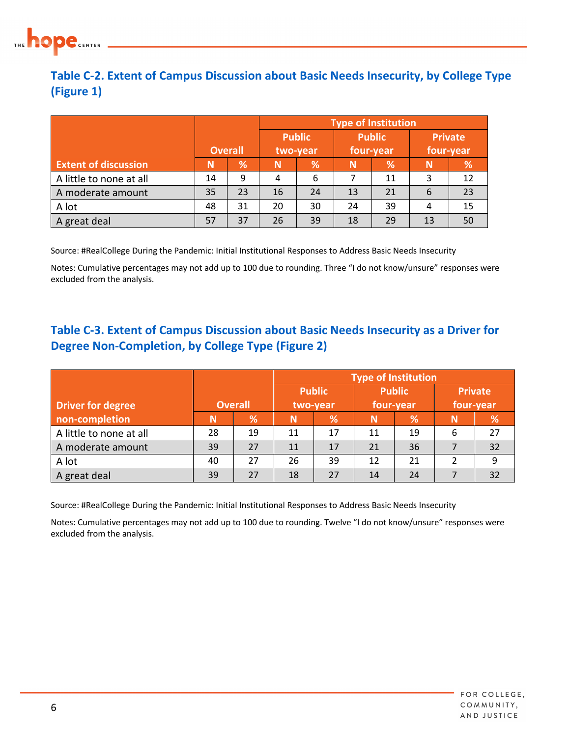### Table C-2. Extent of Campus Discussion about Basic Needs Insecurity, by College Type (Figure 1)

| Extent of discussion | Overall | | Type of Institution | | | | | |
|---|---|---|---|---|---|---|---|---|
| | | | Public two-year | | Public four-year | | Private four-year | |
| | N | % | N | % | N | % | N | % |
| A little to none at all | 14 | 9 | 4 | 6 | 7 | 11 | 3 | 12 |
| A moderate amount | 35 | 23 | 16 | 24 | 13 | 21 | 6 | 23 |
| A lot | 48 | 31 | 20 | 30 | 24 | 39 | 4 | 15 |
| A great deal | 57 | 37 | 26 | 39 | 18 | 29 | 13 | 50 |

Source: #RealCollege During the Pandemic: Initial Institutional Responses to Address Basic Needs Insecurity

Notes: Cumulative percentages may not add up to 100 due to rounding. Three "I do not know/unsure" responses were excluded from the analysis.

### Table C-3. Extent of Campus Discussion about Basic Needs Insecurity as a Driver for Degree Non-Completion, by College Type (Figure 2)

| Driver for degree non-completion | Overall | | Type of Institution | | | | | |
|---|---|---|---|---|---|---|---|---|
| | | | Public two-year | | Public four-year | | Private four-year | |
| | N | % | N | % | N | % | N | % |
| A little to none at all | 28 | 19 | 11 | 17 | 11 | 19 | 6 | 27 |
| A moderate amount | 39 | 27 | 11 | 17 | 21 | 36 | 7 | 32 |
| A lot | 40 | 27 | 26 | 39 | 12 | 21 | 2 | 9 |
| A great deal | 39 | 27 | 18 | 27 | 14 | 24 | 7 | 32 |

Source: #RealCollege During the Pandemic: Initial Institutional Responses to Address Basic Needs Insecurity

Notes: Cumulative percentages may not add up to 100 due to rounding. Twelve "I do not know/unsure" responses were excluded from the analysis.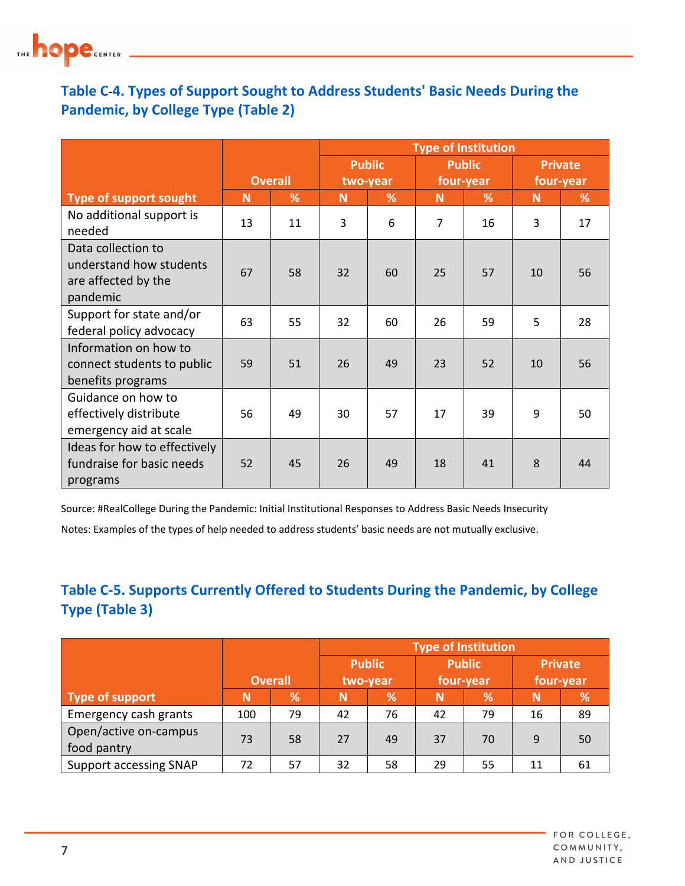### Table C-4. Types of Support Sought to Address Students' Basic Needs During the Pandemic, by College Type (Table 2)

| | Overall | | Type of Institution | | | | | |
|---|---|---|---|---|---|---|---|---|
| | | | Public two-year | | Public four-year | | Private four-year | |
| Type of support sought | N | % | N | % | N | % | N | % |
| No additional support is needed | 13 | 11 | 3 | 6 | 7 | 16 | 3 | 17 |
| Data collection to understand how students are affected by the pandemic | 67 | 58 | 32 | 60 | 25 | 57 | 10 | 56 |
| Support for state and/or federal policy advocacy | 63 | 55 | 32 | 60 | 26 | 59 | 5 | 28 |
| Information on how to connect students to public benefits programs | 59 | 51 | 26 | 49 | 23 | 52 | 10 | 56 |
| Guidance on how to effectively distribute emergency aid at scale | 56 | 49 | 30 | 57 | 17 | 39 | 9 | 50 |
| Ideas for how to effectively fundraise for basic needs programs | 52 | 45 | 26 | 49 | 18 | 41 | 8 | 44 |

Source: #RealCollege During the Pandemic: Initial Institutional Responses to Address Basic Needs Insecurity

Notes: Examples of the types of help needed to address students' basic needs are not mutually exclusive.

### Table C-5. Supports Currently Offered to Students During the Pandemic, by College Type (Table 3)

| | Overall | | Type of Institution | | | | | |
|---|---|---|---|---|---|---|---|---|
| | | | Public two-year | | Public four-year | | Private four-year | |
| Type of support | N | % | N | % | N | % | N | % |
| Emergency cash grants | 100 | 79 | 42 | 76 | 42 | 79 | 16 | 89 |
| Open/active on-campus food pantry | 73 | 58 | 27 | 49 | 37 | 70 | 9 | 50 |
| Support accessing SNAP | 72 | 57 | 32 | 58 | 29 | 55 | 11 | 61 |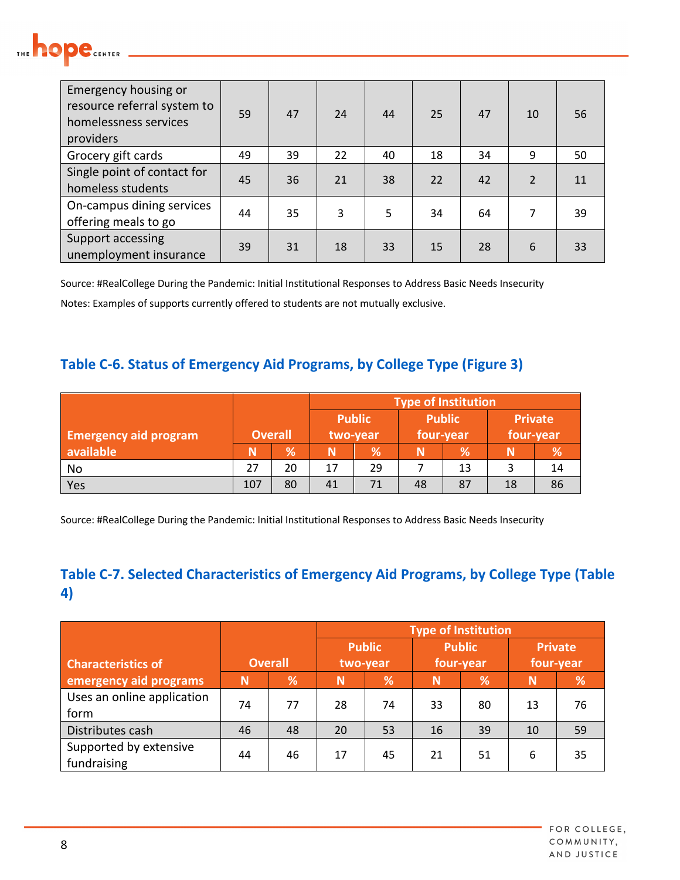| Emergency housing or resource referral system to homelessness services providers | 59 | 47 | 24 | 44 | 25 | 47 | 10 | 56 |
|---|---|---|---|---|---|---|---|---|
| Grocery gift cards | 49 | 39 | 22 | 40 | 18 | 34 | 9 | 50 |
| Single point of contact for homeless students | 45 | 36 | 21 | 38 | 22 | 42 | 2 | 11 |
| On-campus dining services offering meals to go | 44 | 35 | 3 | 5 | 34 | 64 | 7 | 39 |
| Support accessing unemployment insurance | 39 | 31 | 18 | 33 | 15 | 28 | 6 | 33 |

Source: #RealCollege During the Pandemic: Initial Institutional Responses to Address Basic Needs Insecurity

Notes: Examples of supports currently offered to students are not mutually exclusive.

## Table C-6. Status of Emergency Aid Programs, by College Type (Figure 3)

| Emergency aid program available | Overall | | Type of Institution | | | | | |
|---|---|---|---|---|---|---|---|---|
| | | | Public two-year | | Public four-year | | Private four-year | |
| | N | % | N | % | N | % | N | % |
| No | 27 | 20 | 17 | 29 | 7 | 13 | 3 | 14 |
| Yes | 107 | 80 | 41 | 71 | 48 | 87 | 18 | 86 |

Source: #RealCollege During the Pandemic: Initial Institutional Responses to Address Basic Needs Insecurity

## Table C-7. Selected Characteristics of Emergency Aid Programs, by College Type (Table 4)

| Characteristics of emergency aid programs | Overall | | Type of Institution | | | | | |
|---|---|---|---|---|---|---|---|---|
| | | | Public two-year | | Public four-year | | Private four-year | |
| | N | % | N | % | N | % | N | % |
| Uses an online application form | 74 | 77 | 28 | 74 | 33 | 80 | 13 | 76 |
| Distributes cash | 46 | 48 | 20 | 53 | 16 | 39 | 10 | 59 |
| Supported by extensive fundraising | 44 | 46 | 17 | 45 | 21 | 51 | 6 | 35 |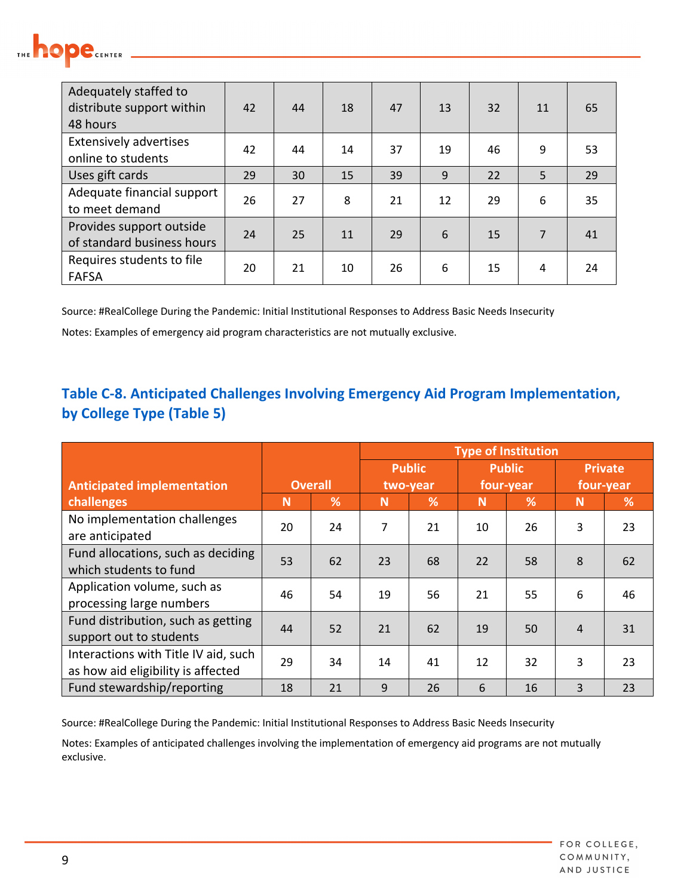| | | | | | | | | |
|---|---|---|---|---|---|---|---|---|
| Adequately staffed to distribute support within 48 hours | 42 | 44 | 18 | 47 | 13 | 32 | 11 | 65 |
| Extensively advertises online to students | 42 | 44 | 14 | 37 | 19 | 46 | 9 | 53 |
| Uses gift cards | 29 | 30 | 15 | 39 | 9 | 22 | 5 | 29 |
| Adequate financial support to meet demand | 26 | 27 | 8 | 21 | 12 | 29 | 6 | 35 |
| Provides support outside of standard business hours | 24 | 25 | 11 | 29 | 6 | 15 | 7 | 41 |
| Requires students to file FAFSA | 20 | 21 | 10 | 26 | 6 | 15 | 4 | 24 |

Source: #RealCollege During the Pandemic: Initial Institutional Responses to Address Basic Needs Insecurity

Notes: Examples of emergency aid program characteristics are not mutually exclusive.

## Table C-8. Anticipated Challenges Involving Emergency Aid Program Implementation, by College Type (Table 5)

| Anticipated implementation challenges | Overall | | Type of Institution | | | | | |
|---|---|---|---|---|---|---|---|---|
| | | | Public two-year | | Public four-year | | Private four-year | |
| | N | % | N | % | N | % | N | % |
| No implementation challenges are anticipated | 20 | 24 | 7 | 21 | 10 | 26 | 3 | 23 |
| Fund allocations, such as deciding which students to fund | 53 | 62 | 23 | 68 | 22 | 58 | 8 | 62 |
| Application volume, such as processing large numbers | 46 | 54 | 19 | 56 | 21 | 55 | 6 | 46 |
| Fund distribution, such as getting support out to students | 44 | 52 | 21 | 62 | 19 | 50 | 4 | 31 |
| Interactions with Title IV aid, such as how aid eligibility is affected | 29 | 34 | 14 | 41 | 12 | 32 | 3 | 23 |
| Fund stewardship/reporting | 18 | 21 | 9 | 26 | 6 | 16 | 3 | 23 |

Source: #RealCollege During the Pandemic: Initial Institutional Responses to Address Basic Needs Insecurity

Notes: Examples of anticipated challenges involving the implementation of emergency aid programs are not mutually exclusive.